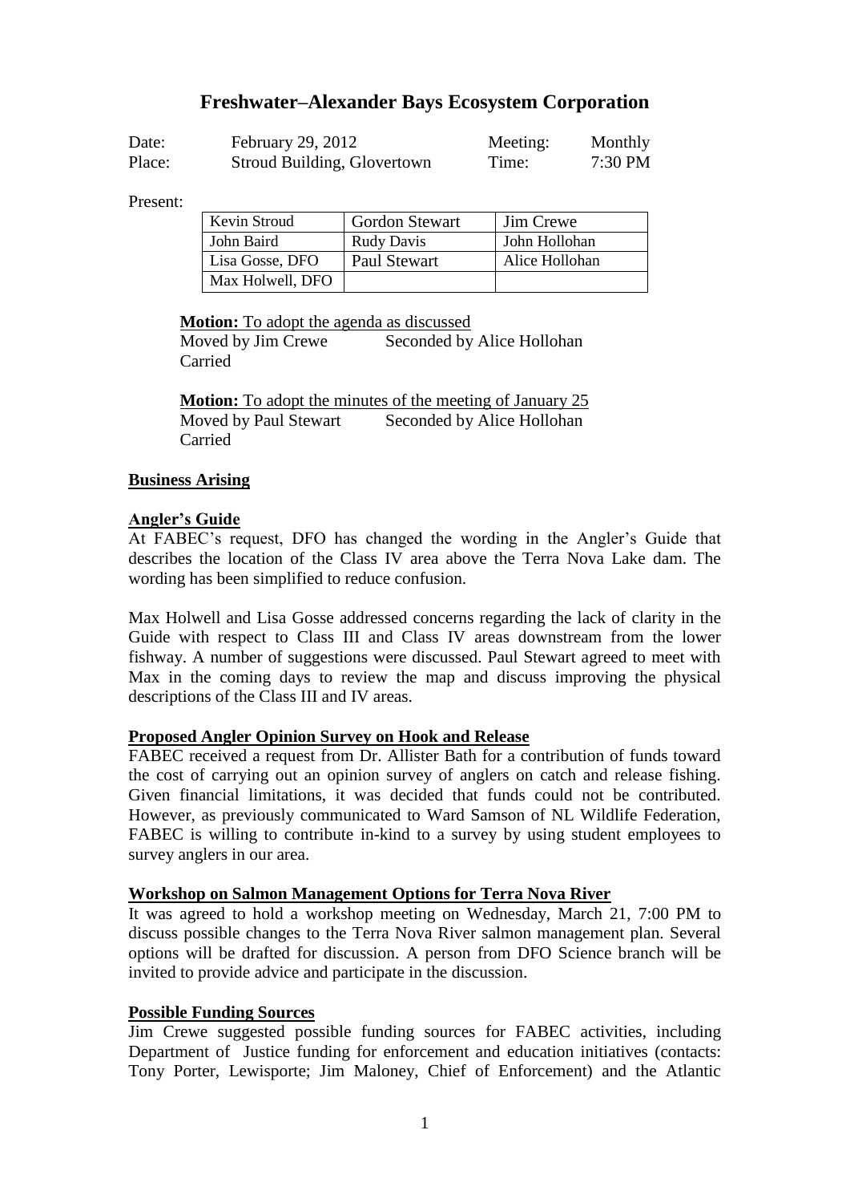# Freshwater–Alexander Bays Ecosystem Corporation

| | | | |
|---|---|---|---|
| Date: | February 29, 2012 | Meeting: | Monthly |
| Place: | Stroud Building, Glovertown | Time: | 7:30 PM |

Present:

| | | |
|---|---|---|
| Kevin Stroud | Gordon Stewart | Jim Crewe |
| John Baird | Rudy Davis | John Hollohan |
| Lisa Gosse, DFO | Paul Stewart | Alice Hollohan |
| Max Holwell, DFO | | |

**Motion:** To adopt the agenda as discussed
Moved by Jim Crewe  Seconded by Alice Hollohan
Carried

**Motion:** To adopt the minutes of the meeting of January 25
Moved by Paul Stewart  Seconded by Alice Hollohan
Carried

**Business Arising**

**Angler's Guide**

At FABEC's request, DFO has changed the wording in the Angler's Guide that describes the location of the Class IV area above the Terra Nova Lake dam. The wording has been simplified to reduce confusion.

Max Holwell and Lisa Gosse addressed concerns regarding the lack of clarity in the Guide with respect to Class III and Class IV areas downstream from the lower fishway. A number of suggestions were discussed. Paul Stewart agreed to meet with Max in the coming days to review the map and discuss improving the physical descriptions of the Class III and IV areas.

**Proposed Angler Opinion Survey on Hook and Release**

FABEC received a request from Dr. Allister Bath for a contribution of funds toward the cost of carrying out an opinion survey of anglers on catch and release fishing. Given financial limitations, it was decided that funds could not be contributed. However, as previously communicated to Ward Samson of NL Wildlife Federation, FABEC is willing to contribute in-kind to a survey by using student employees to survey anglers in our area.

**Workshop on Salmon Management Options for Terra Nova River**

It was agreed to hold a workshop meeting on Wednesday, March 21, 7:00 PM to discuss possible changes to the Terra Nova River salmon management plan. Several options will be drafted for discussion. A person from DFO Science branch will be invited to provide advice and participate in the discussion.

**Possible Funding Sources**

Jim Crewe suggested possible funding sources for FABEC activities, including Department of Justice funding for enforcement and education initiatives (contacts: Tony Porter, Lewisporte; Jim Maloney, Chief of Enforcement) and the Atlantic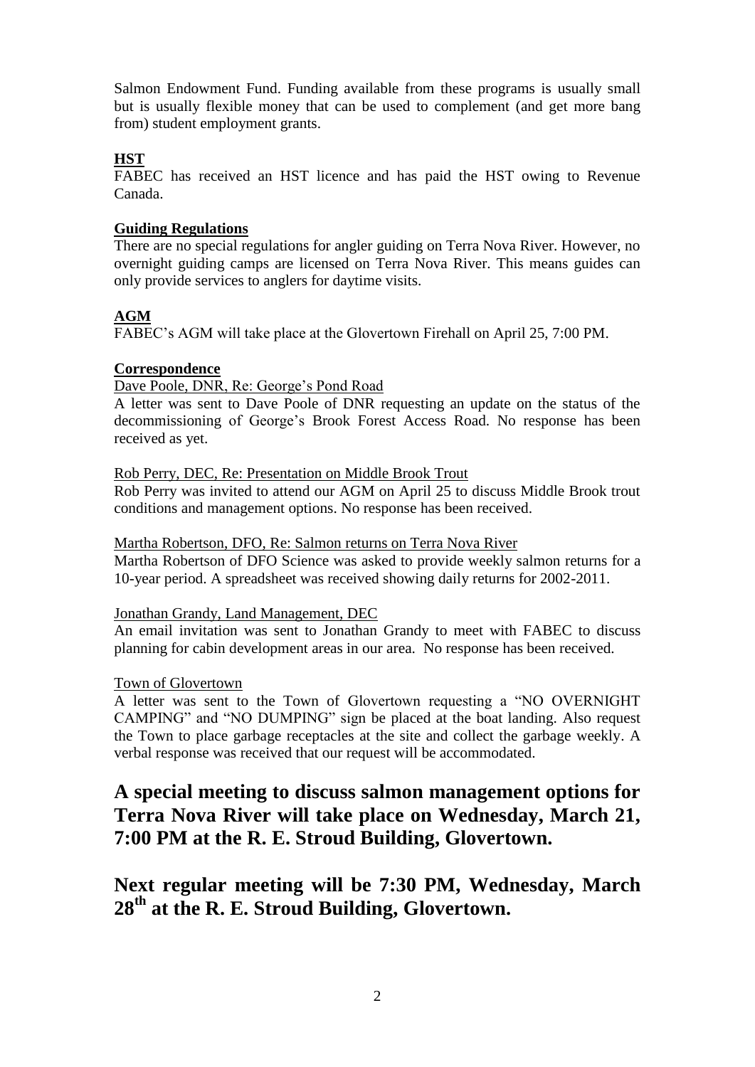Salmon Endowment Fund. Funding available from these programs is usually small but is usually flexible money that can be used to complement (and get more bang from) student employment grants.

**HST**

FABEC has received an HST licence and has paid the HST owing to Revenue Canada.

**Guiding Regulations**

There are no special regulations for angler guiding on Terra Nova River. However, no overnight guiding camps are licensed on Terra Nova River. This means guides can only provide services to anglers for daytime visits.

**AGM**

FABEC's AGM will take place at the Glovertown Firehall on April 25, 7:00 PM.

**Correspondence**

Dave Poole, DNR, Re: George's Pond Road

A letter was sent to Dave Poole of DNR requesting an update on the status of the decommissioning of George's Brook Forest Access Road. No response has been received as yet.

Rob Perry, DEC, Re: Presentation on Middle Brook Trout

Rob Perry was invited to attend our AGM on April 25 to discuss Middle Brook trout conditions and management options. No response has been received.

Martha Robertson, DFO, Re: Salmon returns on Terra Nova River

Martha Robertson of DFO Science was asked to provide weekly salmon returns for a 10-year period. A spreadsheet was received showing daily returns for 2002-2011.

Jonathan Grandy, Land Management, DEC

An email invitation was sent to Jonathan Grandy to meet with FABEC to discuss planning for cabin development areas in our area. No response has been received.

Town of Glovertown

A letter was sent to the Town of Glovertown requesting a "NO OVERNIGHT CAMPING" and "NO DUMPING" sign be placed at the boat landing. Also request the Town to place garbage receptacles at the site and collect the garbage weekly. A verbal response was received that our request will be accommodated.

## A special meeting to discuss salmon management options for Terra Nova River will take place on Wednesday, March 21, 7:00 PM at the R. E. Stroud Building, Glovertown.

## Next regular meeting will be 7:30 PM, Wednesday, March 28th at the R. E. Stroud Building, Glovertown.